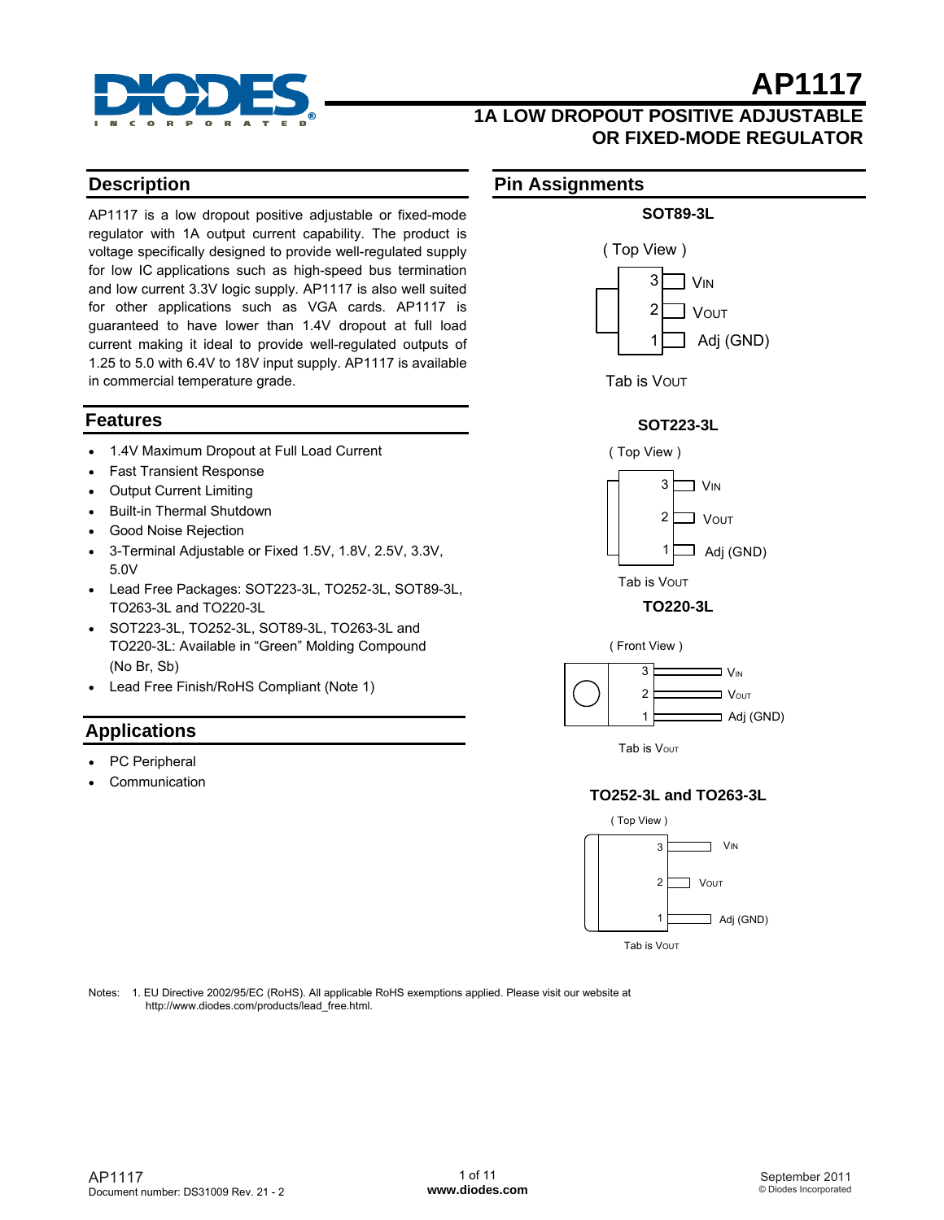# AP1117

## 1A LOW DROPOUT POSITIVE ADJUSTABLE OR FIXED-MODE REGULATOR

## Description

AP1117 is a low dropout positive adjustable or fixed-mode regulator with 1A output current capability. The product is voltage specifically designed to provide well-regulated supply for low IC applications such as high-speed bus termination and low current 3.3V logic supply. AP1117 is also well suited for other applications such as VGA cards. AP1117 is guaranteed to have lower than 1.4V dropout at full load current making it ideal to provide well-regulated outputs of 1.25 to 5.0 with 6.4V to 18V input supply. AP1117 is available in commercial temperature grade.

## Features

- 1.4V Maximum Dropout at Full Load Current
- Fast Transient Response
- Output Current Limiting
- Built-in Thermal Shutdown
- Good Noise Rejection
- 3-Terminal Adjustable or Fixed 1.5V, 1.8V, 2.5V, 3.3V, 5.0V
- Lead Free Packages: SOT223-3L, TO252-3L, SOT89-3L, TO263-3L and TO220-3L
- SOT223-3L, TO252-3L, SOT89-3L, TO263-3L and TO220-3L: Available in "Green" Molding Compound (No Br, Sb)
- Lead Free Finish/RoHS Compliant (Note 1)

## Applications

- PC Peripheral
- Communication

## Pin Assignments

**SOT89-3L**

( Top View )

3 $V_{IN}$
2 $V_{OUT}$
1 Adj (GND)

Tab is $V_{OUT}$

**SOT223-3L**

( Top View )

3 $V_{IN}$
2 $V_{OUT}$
1 Adj (GND)

Tab is $V_{OUT}$

**TO220-3L**

( Front View )

3 $V_{IN}$
2 $V_{OUT}$
1 Adj (GND)

Tab is $V_{OUT}$

**TO252-3L and TO263-3L**

( Top View )

3 $V_{IN}$
2 $V_{OUT}$
1 Adj (GND)

Tab is $V_{OUT}$

Notes: 1. EU Directive 2002/95/EC (RoHS). All applicable RoHS exemptions applied. Please visit our website at http://www.diodes.com/products/lead_free.html.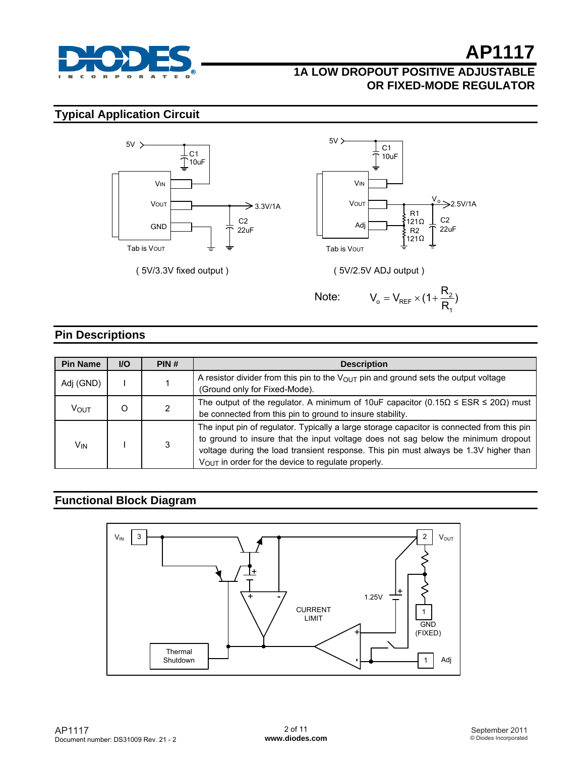## Typical Application Circuit

( 5V/3.3V fixed output )

( 5V/2.5V ADJ output )

Note: $V_o = V_{REF} \times (1 + \frac{R_2}{R_1})$

## Pin Descriptions

| Pin Name | I/O | PIN # | Description |
|---|---|---|---|
| Adj (GND) | I | 1 | A resistor divider from this pin to the $V_{OUT}$ pin and ground sets the output voltage (Ground only for Fixed-Mode). |
| $V_{OUT}$ | O | 2 | The output of the regulator. A minimum of 10uF capacitor (0.15Ω ≤ ESR ≤ 20Ω) must be connected from this pin to ground to insure stability. |
| $V_{IN}$ | I | 3 | The input pin of regulator. Typically a large storage capacitor is connected from this pin to ground to insure that the input voltage does not sag below the minimum dropout voltage during the load transient response. This pin must always be 1.3V higher than $V_{OUT}$ in order for the device to regulate properly. |

## Functional Block Diagram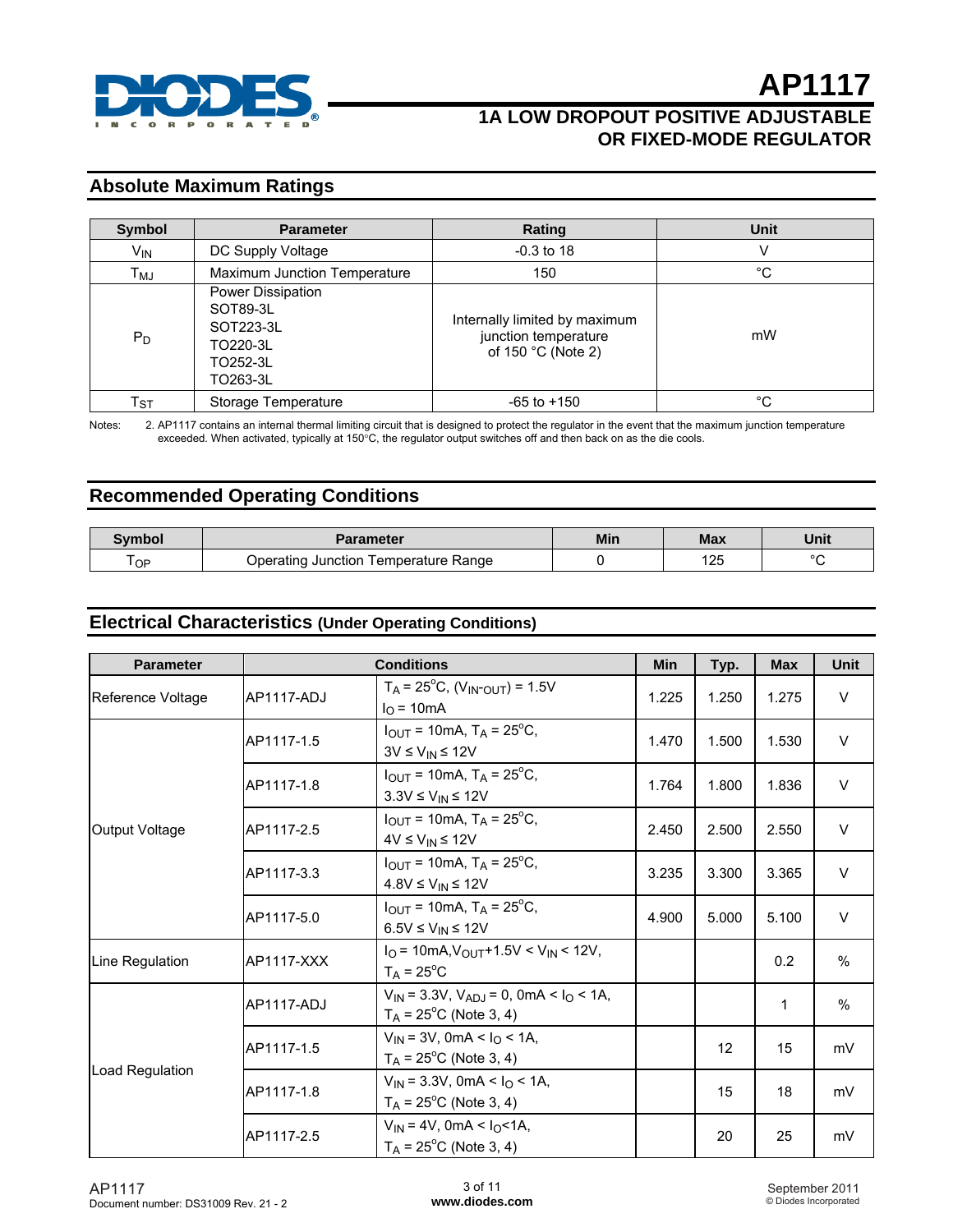## Absolute Maximum Ratings

| Symbol | Parameter | Rating | Unit |
|---|---|---|---|
| $V_{IN}$ | DC Supply Voltage | -0.3 to 18 | V |
| $T_{MJ}$ | Maximum Junction Temperature | 150 | °C |
| $P_D$ | Power Dissipation<br>SOT89-3L<br>SOT223-3L<br>TO220-3L<br>TO252-3L<br>TO263-3L | Internally limited by maximum junction temperature of 150 °C (Note 2) | mW |
| $T_{ST}$ | Storage Temperature | -65 to +150 | °C |

Notes: 2. AP1117 contains an internal thermal limiting circuit that is designed to protect the regulator in the event that the maximum junction temperature exceeded. When activated, typically at 150°C, the regulator output switches off and then back on as the die cools.

## Recommended Operating Conditions

| Symbol | Parameter | Min | Max | Unit |
|---|---|---|---|---|
| $T_{OP}$ | Operating Junction Temperature Range | 0 | 125 | °C |

## Electrical Characteristics (Under Operating Conditions)

| Parameter | Conditions | | Min | Typ. | Max | Unit |
|---|---|---|---|---|---|---|
| Reference Voltage | AP1117-ADJ | $T_A = 25^oC$, $(V_{IN}-_{OUT}) = 1.5V$<br>$I_O = 10mA$ | 1.225 | 1.250 | 1.275 | V |
| Output Voltage | AP1117-1.5 | $I_{OUT} = 10mA$, $T_A = 25^oC$,<br>$3V \le V_{IN} \le 12V$ | 1.470 | 1.500 | 1.530 | V |
| | AP1117-1.8 | $I_{OUT} = 10mA$, $T_A = 25^oC$,<br>$3.3V \le V_{IN} \le 12V$ | 1.764 | 1.800 | 1.836 | V |
| | AP1117-2.5 | $I_{OUT} = 10mA$, $T_A = 25^oC$,<br>$4V \le V_{IN} \le 12V$ | 2.450 | 2.500 | 2.550 | V |
| | AP1117-3.3 | $I_{OUT} = 10mA$, $T_A = 25^oC$,<br>$4.8V \le V_{IN} \le 12V$ | 3.235 | 3.300 | 3.365 | V |
| | AP1117-5.0 | $I_{OUT} = 10mA$, $T_A = 25^oC$,<br>$6.5V \le V_{IN} \le 12V$ | 4.900 | 5.000 | 5.100 | V |
| Line Regulation | AP1117-XXX | $I_O = 10mA$, $V_{OUT}+1.5V < V_{IN} < 12V$,<br>$T_A = 25^oC$ | | | 0.2 | % |
| Load Regulation | AP1117-ADJ | $V_{IN} = 3.3V$, $V_{ADJ} = 0$, $0mA < I_O < 1A$,<br>$T_A = 25^oC$ (Note 3, 4) | | | 1 | % |
| | AP1117-1.5 | $V_{IN} = 3V$, $0mA < I_O < 1A$,<br>$T_A = 25^oC$ (Note 3, 4) | | 12 | 15 | mV |
| | AP1117-1.8 | $V_{IN} = 3.3V$, $0mA < I_O < 1A$,<br>$T_A = 25^oC$ (Note 3, 4) | | 15 | 18 | mV |
| | AP1117-2.5 | $V_{IN} = 4V$, $0mA < I_O < 1A$,<br>$T_A = 25^oC$ (Note 3, 4) | | 20 | 25 | mV |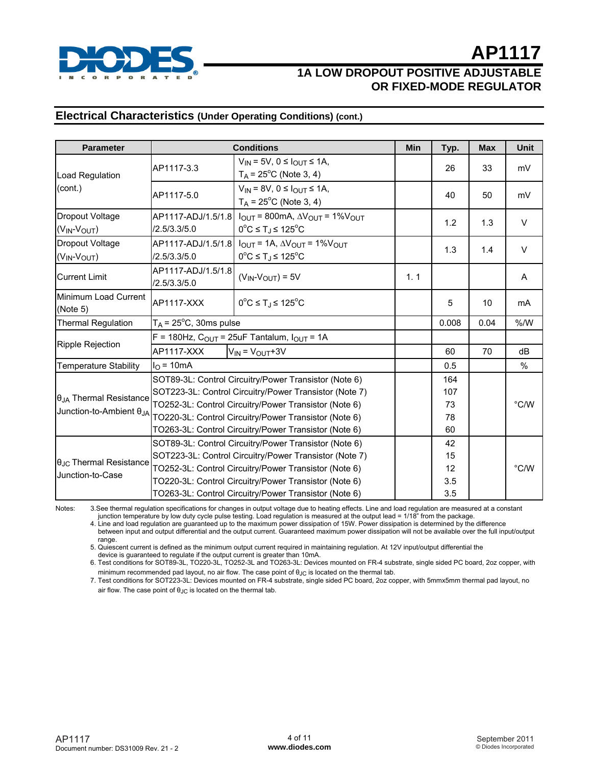## Electrical Characteristics (Under Operating Conditions) (cont.)

| Parameter | Conditions | | Min | Typ. | Max | Unit |
|---|---|---|---|---|---|---|
| Load Regulation (cont.) | AP1117-3.3 | $V_{IN}$ = 5V, 0 ≤ $I_{OUT}$ ≤ 1A, $T_A$ = 25°C (Note 3, 4) | | 26 | 33 | mV |
| | AP1117-5.0 | $V_{IN}$ = 8V, 0 ≤ $I_{OUT}$ ≤ 1A, $T_A$ = 25°C (Note 3, 4) | | 40 | 50 | mV |
| Dropout Voltage ($V_{IN}$-$V_{OUT}$) | AP1117-ADJ/1.5/1.8 /2.5/3.3/5.0 | $I_{OUT}$ = 800mA, $\Delta V_{OUT}$ = 1%$V_{OUT}$ 0°C ≤ $T_J$ ≤ 125°C | | 1.2 | 1.3 | V |
| Dropout Voltage ($V_{IN}$-$V_{OUT}$) | AP1117-ADJ/1.5/1.8 /2.5/3.3/5.0 | $I_{OUT}$ = 1A, $\Delta V_{OUT}$ = 1%$V_{OUT}$ 0°C ≤ $T_J$ ≤ 125°C | | 1.3 | 1.4 | V |
| Current Limit | AP1117-ADJ/1.5/1.8 /2.5/3.3/5.0 | ($V_{IN}$-$V_{OUT}$) = 5V | 1. 1 | | | A |
| Minimum Load Current (Note 5) | AP1117-XXX | 0°C ≤ $T_J$ ≤ 125°C | | 5 | 10 | mA |
| Thermal Regulation | $T_A$ = 25°C, 30ms pulse | | | 0.008 | 0.04 | %/W |
| Ripple Rejection | F = 180Hz, $C_{OUT}$ = 25uF Tantalum, $I_{OUT}$ = 1A | | | | | |
| | AP1117-XXX | $V_{IN}$ = $V_{OUT}$+3V | | 60 | 70 | dB |
| Temperature Stability | $I_O$ = 10mA | | | 0.5 | | % |
| $\theta_{JA}$ Thermal Resistance Junction-to-Ambient $\theta_{JA}$ | SOT89-3L: Control Circuitry/Power Transistor (Note 6) | | | 164 | | °C/W |
| | SOT223-3L: Control Circuitry/Power Transistor (Note 7) | | | 107 | | °C/W |
| | TO252-3L: Control Circuitry/Power Transistor (Note 6) | | | 73 | | °C/W |
| | TO220-3L: Control Circuitry/Power Transistor (Note 6) | | | 78 | | °C/W |
| | TO263-3L: Control Circuitry/Power Transistor (Note 6) | | | 60 | | °C/W |
| $\theta_{JC}$ Thermal Resistance Junction-to-Case | SOT89-3L: Control Circuitry/Power Transistor (Note 6) | | | 42 | | °C/W |
| | SOT223-3L: Control Circuitry/Power Transistor (Note 7) | | | 15 | | °C/W |
| | TO252-3L: Control Circuitry/Power Transistor (Note 6) | | | 12 | | °C/W |
| | TO220-3L: Control Circuitry/Power Transistor (Note 6) | | | 3.5 | | °C/W |
| | TO263-3L: Control Circuitry/Power Transistor (Note 6) | | | 3.5 | | °C/W |

Notes:

3. See thermal regulation specifications for changes in output voltage due to heating effects. Line and load regulation are measured at a constant junction temperature by low duty cycle pulse testing. Load regulation is measured at the output lead = 1/18" from the package.
4. Line and load regulation are guaranteed up to the maximum power dissipation of 15W. Power dissipation is determined by the difference between input and output differential and the output current. Guaranteed maximum power dissipation will not be available over the full input/output range.
5. Quiescent current is defined as the minimum output current required in maintaining regulation. At 12V input/output differential the device is guaranteed to regulate if the output current is greater than 10mA.
6. Test conditions for SOT89-3L, TO220-3L, TO252-3L and TO263-3L: Devices mounted on FR-4 substrate, single sided PC board, 2oz copper, with minimum recommended pad layout, no air flow. The case point of $\theta_{JC}$ is located on the thermal tab.
7. Test conditions for SOT223-3L: Devices mounted on FR-4 substrate, single sided PC board, 2oz copper, with 5mmx5mm thermal pad layout, no air flow. The case point of $\theta_{JC}$ is located on the thermal tab.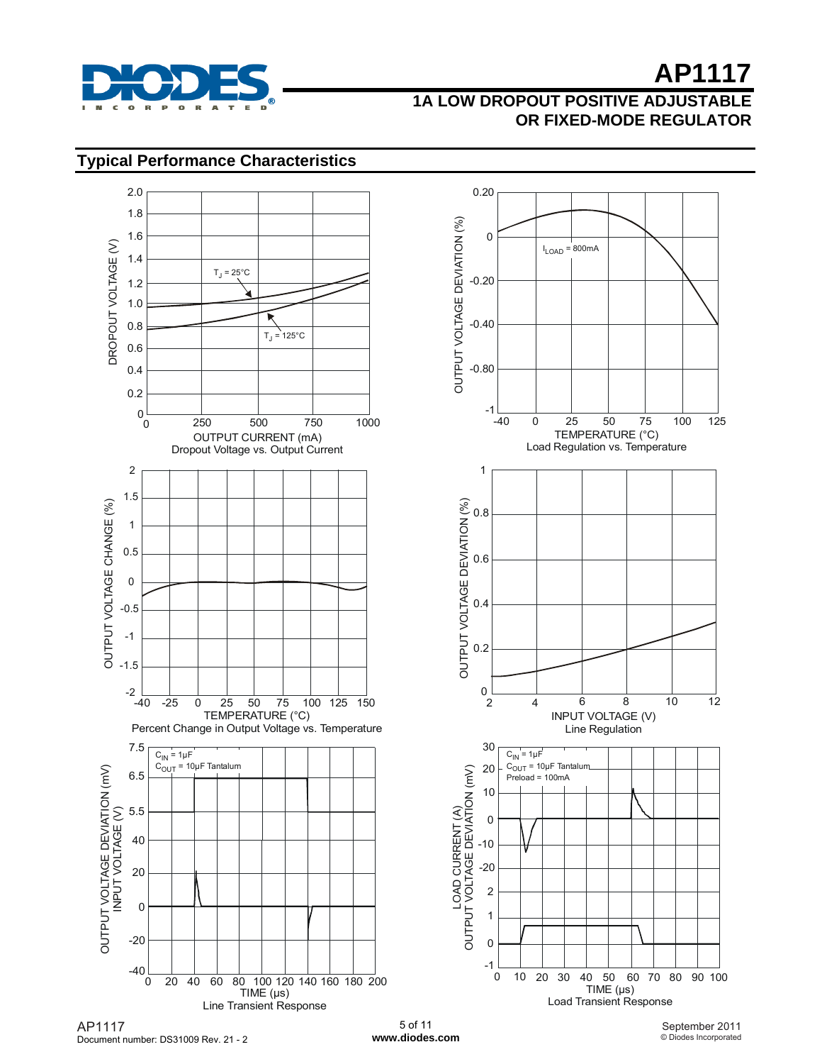## Typical Performance Characteristics

DROPOUT VOLTAGE (V)

$T_J$ = 25°C

$T_J$ = 125°C

OUTPUT CURRENT (mA)

Dropout Voltage vs. Output Current

OUTPUT VOLTAGE DEVIATION (%)

$I_{LOAD}$ = 800mA

TEMPERATURE (°C)

Load Regulation vs. Temperature

OUTPUT VOLTAGE CHANGE (%)

TEMPERATURE (°C)

Percent Change in Output Voltage vs. Temperature

OUTPUT VOLTAGE DEVIATION (%)

INPUT VOLTAGE (V)

Line Regulation

OUTPUT VOLTAGE DEVIATION (mV) INPUT VOLTAGE (V)

$C_{IN}$ = 1μF
$C_{OUT}$ = 10μF Tantalum

TIME (μs)

Line Transient Response

LOAD CURRENT (A) OUTPUT VOLTAGE DEVIATION (mV)

$C_{IN}$ = 1μF
$C_{OUT}$ = 10μF Tantalum
Preload = 100mA

TIME (μs)

Load Transient Response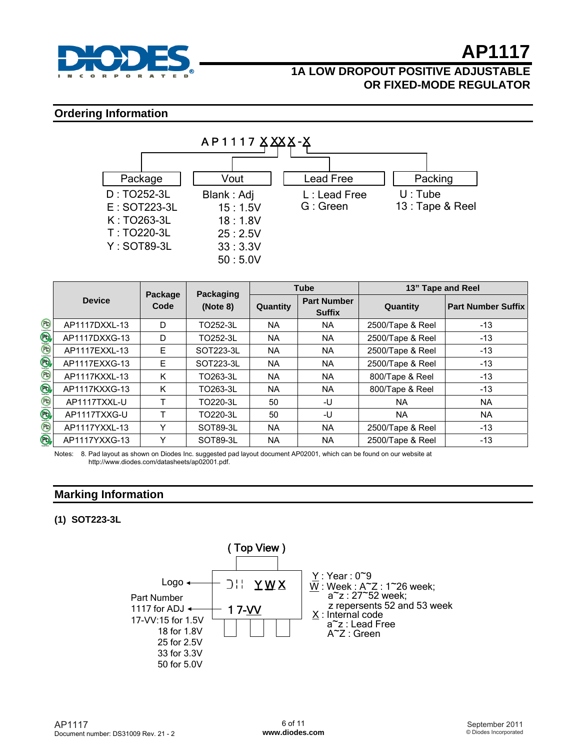## Ordering Information

AP1117 X XX X - X

| Package | Vout | Lead Free | Packing |
|---|---|---|---|
| D : TO252-3L | Blank : Adj | L : Lead Free | U : Tube |
| E : SOT223-3L | 15 : 1.5V | G : Green | 13 : Tape & Reel |
| K : TO263-3L | 18 : 1.8V | | |
| T : TO220-3L | 25 : 2.5V | | |
| Y : SOT89-3L | 33 : 3.3V | | |
| | 50 : 5.0V | | |

| Device | Package Code | Packaging (Note 8) | Tube | | 13" Tape and Reel | |
|---|---|---|---|---|---|---|
| | | | Quantity | Part Number Suffix | Quantity | Part Number Suffix |
| AP1117DXXL-13 | D | TO252-3L | NA | NA | 2500/Tape & Reel | -13 |
| AP1117DXXG-13 | D | TO252-3L | NA | NA | 2500/Tape & Reel | -13 |
| AP1117EXXL-13 | E | SOT223-3L | NA | NA | 2500/Tape & Reel | -13 |
| AP1117EXXG-13 | E | SOT223-3L | NA | NA | 2500/Tape & Reel | -13 |
| AP1117KXXL-13 | K | TO263-3L | NA | NA | 800/Tape & Reel | -13 |
| AP1117KXXG-13 | K | TO263-3L | NA | NA | 800/Tape & Reel | -13 |
| AP1117TXXL-U | T | TO220-3L | 50 | -U | NA | NA |
| AP1117TXXG-U | T | TO220-3L | 50 | -U | NA | NA |
| AP1117YXXL-13 | Y | SOT89-3L | NA | NA | 2500/Tape & Reel | -13 |
| AP1117YXXG-13 | Y | SOT89-3L | NA | NA | 2500/Tape & Reel | -13 |

Notes: 8. Pad layout as shown on Diodes Inc. suggested pad layout document AP02001, which can be found on our website at http://www.diodes.com/datasheets/ap02001.pdf.

## Marking Information

**(1) SOT223-3L**

( Top View )

Logo → YWX

Part Number
1117 for ADJ
17-VV:15 for 1.5V
18 for 1.8V
25 for 2.5V
33 for 3.3V
50 for 5.0V
→ 17-VV

Y : Year : 0~9
W : Week : A~Z : 1~26 week;
a~z : 27~52 week;
z repersents 52 and 53 week
X : Internal code
a~z : Lead Free
A~Z : Green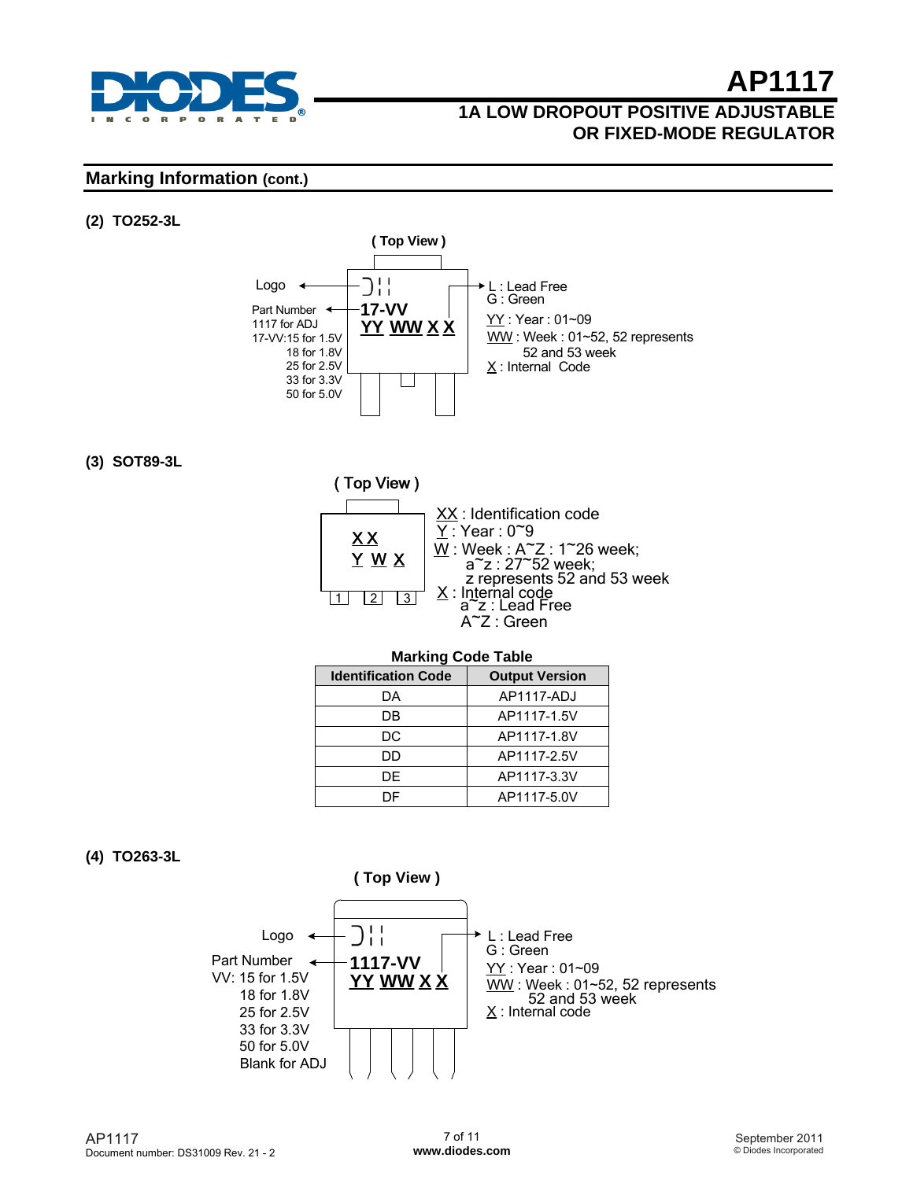## Marking Information (cont.)

### (2) TO252-3L

( Top View )

Logo

Part Number
1117 for ADJ
17-VV:15 for 1.5V
18 for 1.8V
25 for 2.5V
33 for 3.3V
50 for 5.0V

17-VV
YY WW X X

L : Lead Free
G : Green

YY : Year : 01~09
WW : Week : 01~52, 52 represents 52 and 53 week
X : Internal Code

### (3) SOT89-3L

( Top View )

X X
Y W X

1 2 3

XX : Identification code
Y : Year : 0~9
W : Week : A~Z : 1~26 week;
a~z : 27~52 week;
z represents 52 and 53 week
X : Internal code
a~z : Lead Free
A~Z : Green

**Marking Code Table**

| Identification Code | Output Version |
|---|---|
| DA | AP1117-ADJ |
| DB | AP1117-1.5V |
| DC | AP1117-1.8V |
| DD | AP1117-2.5V |
| DE | AP1117-3.3V |
| DF | AP1117-5.0V |

### (4) TO263-3L

( Top View )

Logo

Part Number
VV: 15 for 1.5V
18 for 1.8V
25 for 2.5V
33 for 3.3V
50 for 5.0V
Blank for ADJ

1117-VV
YY WW X X

L : Lead Free
G : Green

YY : Year : 01~09
WW : Week : 01~52, 52 represents 52 and 53 week
X : Internal code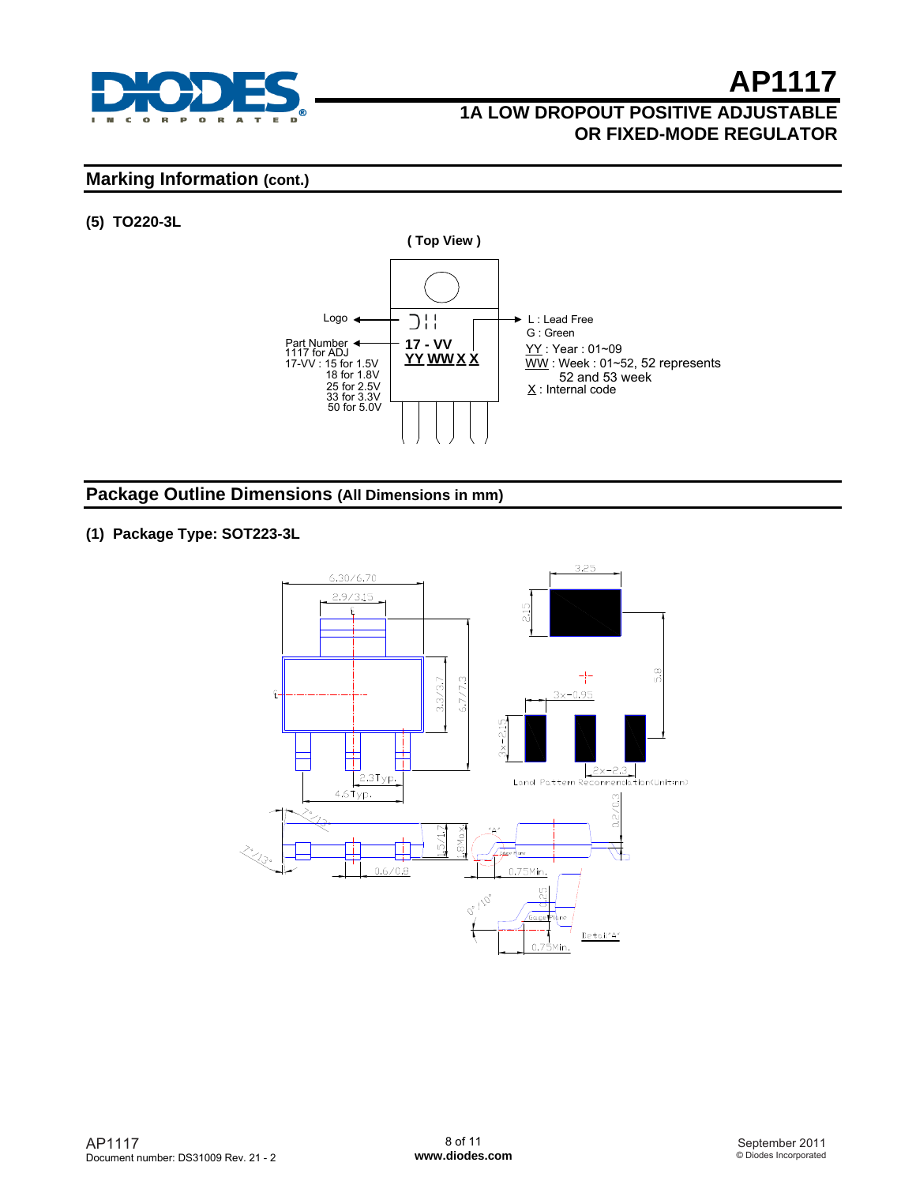## Marking Information (cont.)

**(5) TO220-3L**

( Top View )

Logo

Part Number
1117 for ADJ
17-VV : 15 for 1.5V
18 for 1.8V
25 for 2.5V
33 for 3.3V
50 for 5.0V

17 - VV
YY WW X X

L : Lead Free
G : Green
YY : Year : 01~09
WW : Week : 01~52, 52 represents 52 and 53 week
X : Internal code

## Package Outline Dimensions (All Dimensions in mm)

**(1) Package Type: SOT223-3L**

6.30/6.70
2.9/3.15
3.3/3.7
6.7/7.3
2.3Typ.
4.6Typ.
7°/13°
7°/13°
1.5/1.7
1.8Max.
0.6/0.8
0.75Min.
0.2/0.3
0°/10°
0.25
Gauge Plane
0.75Min.
Detail "A"
"A"

3.25
2.15
5.8
3x-0.95
3x-2.15
2x-2.3
Land Pattern Recommendation(Unit:mm)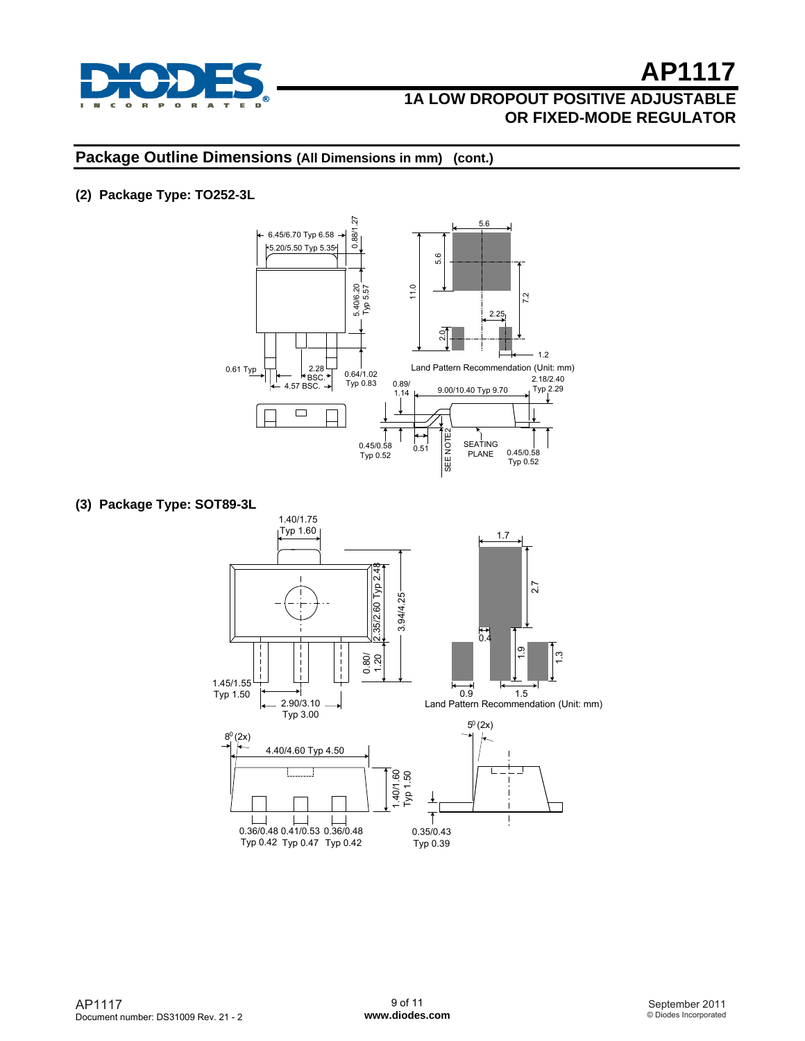## Package Outline Dimensions (All Dimensions in mm) (cont.)

### (2) Package Type: TO252-3L

6.45/6.70 Typ 6.58

5.20/5.50 Typ 5.35

0.88/1.27

5.40/6.20 Typ 5.57

0.61 Typ

2.28 BSC.

4.57 BSC.

0.64/1.02 Typ 0.83

5.6

5.6

11.0

7.2

2.25

2.0

1.2

Land Pattern Recommendation (Unit: mm)

2.18/2.40 Typ 2.29

0.89/1.14

9.00/10.40 Typ 9.70

0.45/0.58 Typ 0.52

0.51

SEE NOTE2

SEATING PLANE

0.45/0.58 Typ 0.52

### (3) Package Type: SOT89-3L

1.40/1.75 Typ 1.60

2.35/2.60 Typ 2.48

3.94/4.25

0.80/1.20

1.45/1.55 Typ 1.50

2.90/3.10 Typ 3.00

1.7

2.7

0.4

1.9

1.3

0.9

1.5

Land Pattern Recommendation (Unit: mm)

$8^0$ (2x)

4.40/4.60 Typ 4.50

1.40/1.60 Typ 1.50

0.36/0.48 Typ 0.42

0.41/0.53 Typ 0.47

0.36/0.48 Typ 0.42

$5^0$ (2x)

0.35/0.43 Typ 0.39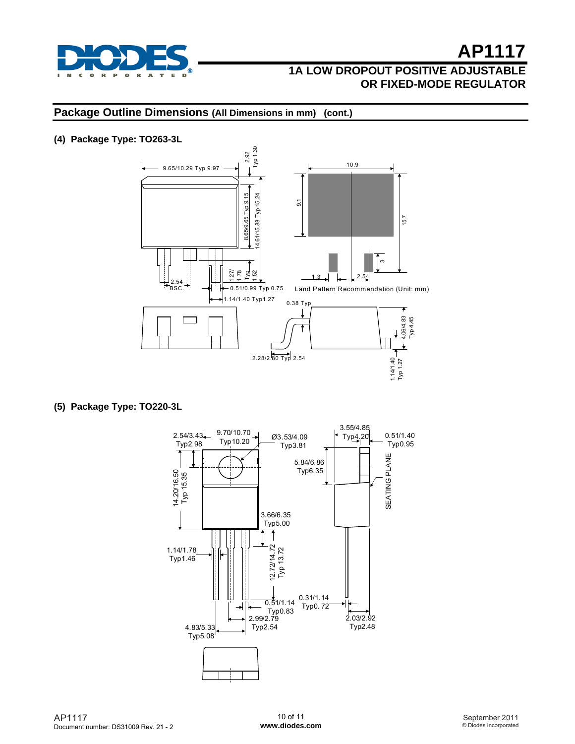## Package Outline Dimensions (All Dimensions in mm) (cont.)

### (4) Package Type: TO263-3L

9.65/10.29 Typ 9.97

2.92 Typ 1.30

8.65/9.65 Typ 9.15

14.61/15.88 Typ 15.24

1.27/1.78 Typ 1.52

2.54 BSC.

0.51/0.99 Typ 0.75

1.14/1.40 Typ1.27

10.9

9.1

15.7

3

1.3

2.54

Land Pattern Recommendation (Unit: mm)

0.38 Typ

4.06/4.83 Typ 4.45

2.28/2.80 Typ 2.54

1.14/1.40 Typ 1.27

### (5) Package Type: TO220-3L

2.54/3.43 Typ2.98

9.70/10.70 Typ10.20

Ø3.53/4.09 Typ3.81

3.55/4.85 Typ4.20

0.51/1.40 Typ0.95

14.20/16.50 Typ 15.35

5.84/6.86 Typ6.35

SEATING PLANE

3.66/6.35 Typ5.00

1.14/1.78 Typ1.46

12.72/14.72 Typ 13.72

0.51/1.14 Typ0.83

0.31/1.14 Typ0.72

2.99/2.79 Typ2.54

2.03/2.92 Typ2.48

4.83/5.33 Typ5.08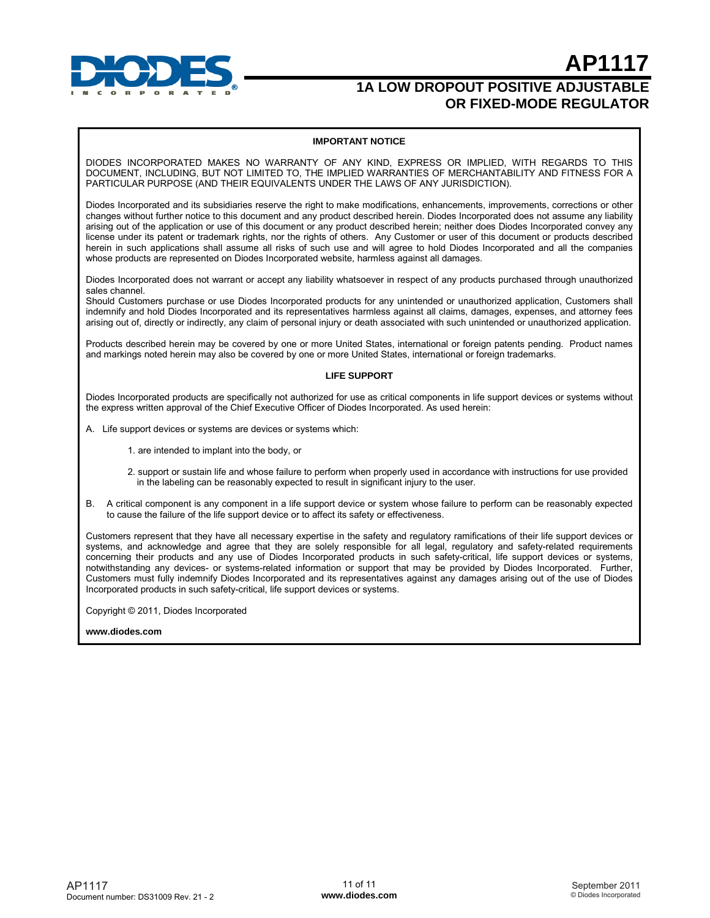**IMPORTANT NOTICE**

DIODES INCORPORATED MAKES NO WARRANTY OF ANY KIND, EXPRESS OR IMPLIED, WITH REGARDS TO THIS DOCUMENT, INCLUDING, BUT NOT LIMITED TO, THE IMPLIED WARRANTIES OF MERCHANTABILITY AND FITNESS FOR A PARTICULAR PURPOSE (AND THEIR EQUIVALENTS UNDER THE LAWS OF ANY JURISDICTION).

Diodes Incorporated and its subsidiaries reserve the right to make modifications, enhancements, improvements, corrections or other changes without further notice to this document and any product described herein. Diodes Incorporated does not assume any liability arising out of the application or use of this document or any product described herein; neither does Diodes Incorporated convey any license under its patent or trademark rights, nor the rights of others. Any Customer or user of this document or products described herein in such applications shall assume all risks of such use and will agree to hold Diodes Incorporated and all the companies whose products are represented on Diodes Incorporated website, harmless against all damages.

Diodes Incorporated does not warrant or accept any liability whatsoever in respect of any products purchased through unauthorized sales channel.
Should Customers purchase or use Diodes Incorporated products for any unintended or unauthorized application, Customers shall indemnify and hold Diodes Incorporated and its representatives harmless against all claims, damages, expenses, and attorney fees arising out of, directly or indirectly, any claim of personal injury or death associated with such unintended or unauthorized application.

Products described herein may be covered by one or more United States, international or foreign patents pending. Product names and markings noted herein may also be covered by one or more United States, international or foreign trademarks.

**LIFE SUPPORT**

Diodes Incorporated products are specifically not authorized for use as critical components in life support devices or systems without the express written approval of the Chief Executive Officer of Diodes Incorporated. As used herein:

A. Life support devices or systems are devices or systems which:

1. are intended to implant into the body, or

2. support or sustain life and whose failure to perform when properly used in accordance with instructions for use provided in the labeling can be reasonably expected to result in significant injury to the user.

B. A critical component is any component in a life support device or system whose failure to perform can be reasonably expected to cause the failure of the life support device or to affect its safety or effectiveness.

Customers represent that they have all necessary expertise in the safety and regulatory ramifications of their life support devices or systems, and acknowledge and agree that they are solely responsible for all legal, regulatory and safety-related requirements concerning their products and any use of Diodes Incorporated products in such safety-critical, life support devices or systems, notwithstanding any devices- or systems-related information or support that may be provided by Diodes Incorporated. Further, Customers must fully indemnify Diodes Incorporated and its representatives against any damages arising out of the use of Diodes Incorporated products in such safety-critical, life support devices or systems.

Copyright © 2011, Diodes Incorporated

**www.diodes.com**